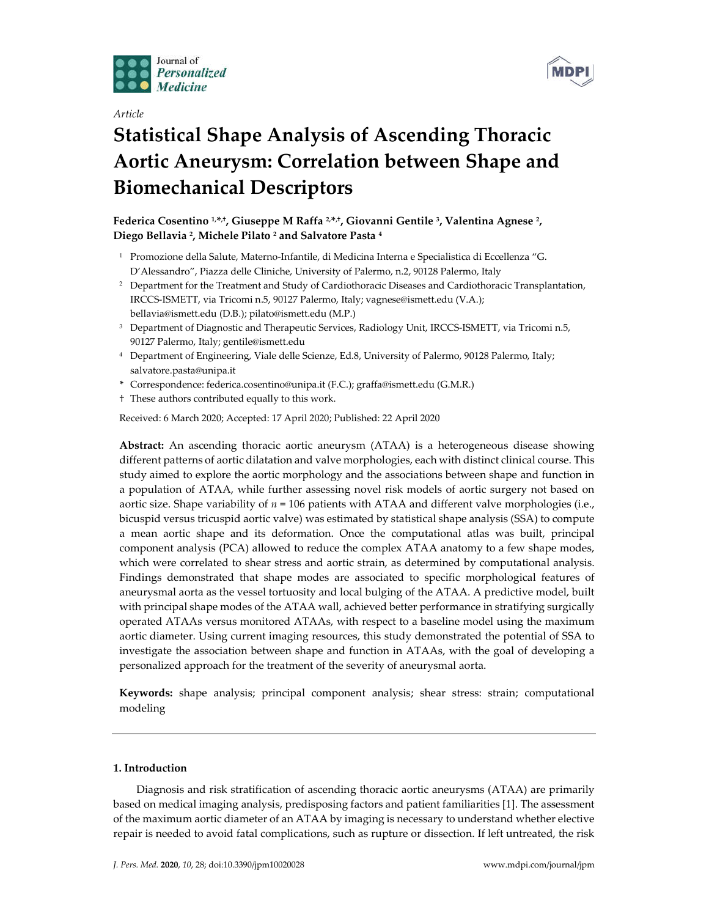*Article*

# Statistical Shape Analysis of Ascending Thoracic Aortic Aneurysm: Correlation between Shape and Biomechanical Descriptors

**Federica Cosentino [1,*,†], Giuseppe M Raffa [2,*,†], Giovanni Gentile [3], Valentina Agnese [2], Diego Bellavia [2], Michele Pilato [2] and Salvatore Pasta [4]**

1. Promozione della Salute, Materno-Infantile, di Medicina Interna e Specialistica di Eccellenza "G. D'Alessandro", Piazza delle Cliniche, University of Palermo, n.2, 90128 Palermo, Italy
2. Department for the Treatment and Study of Cardiothoracic Diseases and Cardiothoracic Transplantation, IRCCS-ISMETT, via Tricomi n.5, 90127 Palermo, Italy; vagnese@ismett.edu (V.A.); bellavia@ismett.edu (D.B.); pilato@ismett.edu (M.P.)
3. Department of Diagnostic and Therapeutic Services, Radiology Unit, IRCCS-ISMETT, via Tricomi n.5, 90127 Palermo, Italy; gentile@ismett.edu
4. Department of Engineering, Viale delle Scienze, Ed.8, University of Palermo, 90128 Palermo, Italy; salvatore.pasta@unipa.it

\* Correspondence: federica.cosentino@unipa.it (F.C.); graffa@ismett.edu (G.M.R.)

† These authors contributed equally to this work.

Received: 6 March 2020; Accepted: 17 April 2020; Published: 22 April 2020

**Abstract:** An ascending thoracic aortic aneurysm (ATAA) is a heterogeneous disease showing different patterns of aortic dilatation and valve morphologies, each with distinct clinical course. This study aimed to explore the aortic morphology and the associations between shape and function in a population of ATAA, while further assessing novel risk models of aortic surgery not based on aortic size. Shape variability of $n = 106$ patients with ATAA and different valve morphologies (i.e., bicuspid versus tricuspid aortic valve) was estimated by statistical shape analysis (SSA) to compute a mean aortic shape and its deformation. Once the computational atlas was built, principal component analysis (PCA) allowed to reduce the complex ATAA anatomy to a few shape modes, which were correlated to shear stress and aortic strain, as determined by computational analysis. Findings demonstrated that shape modes are associated to specific morphological features of aneurysmal aorta as the vessel tortuosity and local bulging of the ATAA. A predictive model, built with principal shape modes of the ATAA wall, achieved better performance in stratifying surgically operated ATAAs versus monitored ATAAs, with respect to a baseline model using the maximum aortic diameter. Using current imaging resources, this study demonstrated the potential of SSA to investigate the association between shape and function in ATAAs, with the goal of developing a personalized approach for the treatment of the severity of aneurysmal aorta.

**Keywords:** shape analysis; principal component analysis; shear stress: strain; computational modeling

## 1. Introduction

Diagnosis and risk stratification of ascending thoracic aortic aneurysms (ATAA) are primarily based on medical imaging analysis, predisposing factors and patient familiarities [1]. The assessment of the maximum aortic diameter of an ATAA by imaging is necessary to understand whether elective repair is needed to avoid fatal complications, such as rupture or dissection. If left untreated, the risk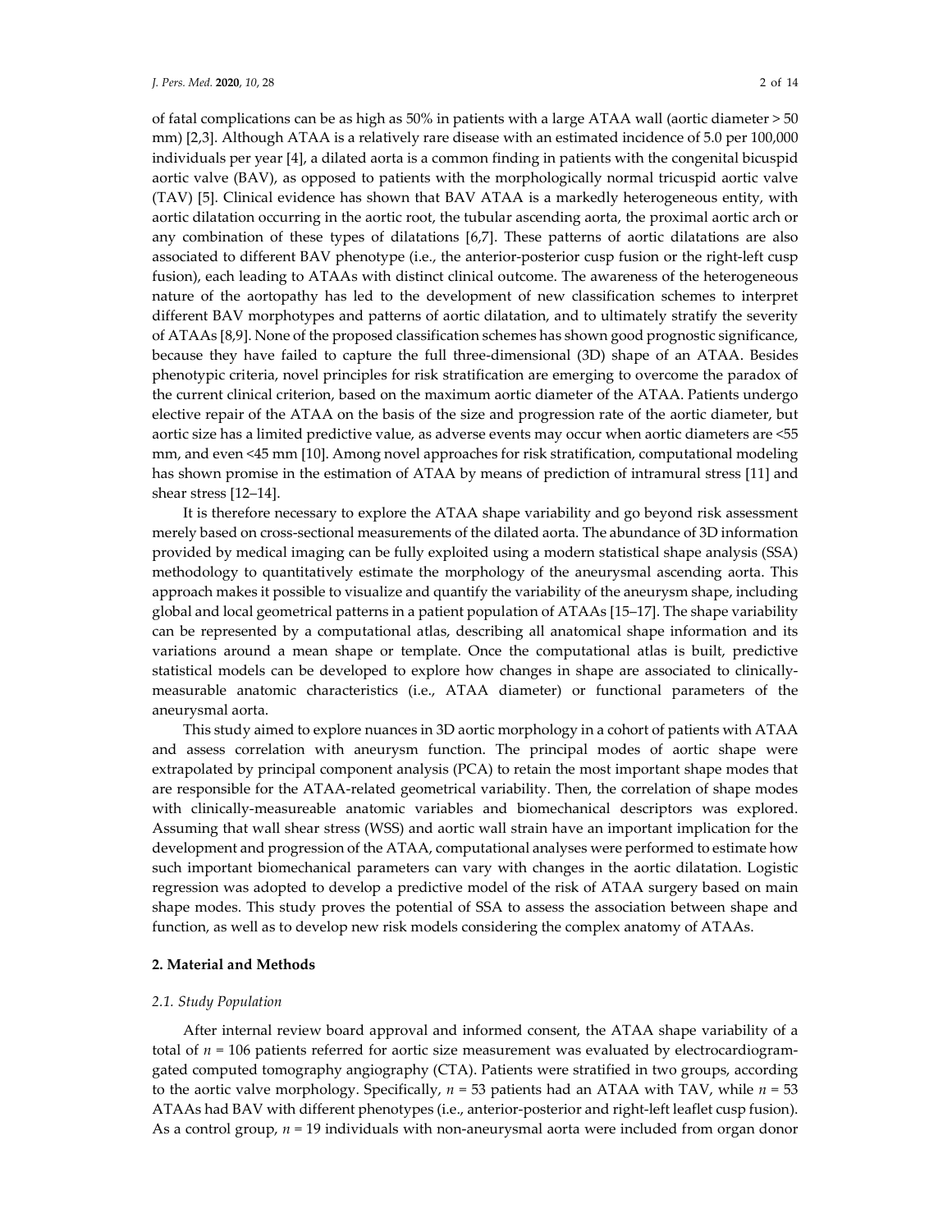of fatal complications can be as high as 50% in patients with a large ATAA wall (aortic diameter > 50 mm) [2,3]. Although ATAA is a relatively rare disease with an estimated incidence of 5.0 per 100,000 individuals per year [4], a dilated aorta is a common finding in patients with the congenital bicuspid aortic valve (BAV), as opposed to patients with the morphologically normal tricuspid aortic valve (TAV) [5]. Clinical evidence has shown that BAV ATAA is a markedly heterogeneous entity, with aortic dilatation occurring in the aortic root, the tubular ascending aorta, the proximal aortic arch or any combination of these types of dilatations [6,7]. These patterns of aortic dilatations are also associated to different BAV phenotype (i.e., the anterior-posterior cusp fusion or the right-left cusp fusion), each leading to ATAAs with distinct clinical outcome. The awareness of the heterogeneous nature of the aortopathy has led to the development of new classification schemes to interpret different BAV morphotypes and patterns of aortic dilatation, and to ultimately stratify the severity of ATAAs [8,9]. None of the proposed classification schemes has shown good prognostic significance, because they have failed to capture the full three-dimensional (3D) shape of an ATAA. Besides phenotypic criteria, novel principles for risk stratification are emerging to overcome the paradox of the current clinical criterion, based on the maximum aortic diameter of the ATAA. Patients undergo elective repair of the ATAA on the basis of the size and progression rate of the aortic diameter, but aortic size has a limited predictive value, as adverse events may occur when aortic diameters are <55 mm, and even <45 mm [10]. Among novel approaches for risk stratification, computational modeling has shown promise in the estimation of ATAA by means of prediction of intramural stress [11] and shear stress [12–14].

It is therefore necessary to explore the ATAA shape variability and go beyond risk assessment merely based on cross-sectional measurements of the dilated aorta. The abundance of 3D information provided by medical imaging can be fully exploited using a modern statistical shape analysis (SSA) methodology to quantitatively estimate the morphology of the aneurysmal ascending aorta. This approach makes it possible to visualize and quantify the variability of the aneurysm shape, including global and local geometrical patterns in a patient population of ATAAs [15–17]. The shape variability can be represented by a computational atlas, describing all anatomical shape information and its variations around a mean shape or template. Once the computational atlas is built, predictive statistical models can be developed to explore how changes in shape are associated to clinically-measurable anatomic characteristics (i.e., ATAA diameter) or functional parameters of the aneurysmal aorta.

This study aimed to explore nuances in 3D aortic morphology in a cohort of patients with ATAA and assess correlation with aneurysm function. The principal modes of aortic shape were extrapolated by principal component analysis (PCA) to retain the most important shape modes that are responsible for the ATAA-related geometrical variability. Then, the correlation of shape modes with clinically-measureable anatomic variables and biomechanical descriptors was explored. Assuming that wall shear stress (WSS) and aortic wall strain have an important implication for the development and progression of the ATAA, computational analyses were performed to estimate how such important biomechanical parameters can vary with changes in the aortic dilatation. Logistic regression was adopted to develop a predictive model of the risk of ATAA surgery based on main shape modes. This study proves the potential of SSA to assess the association between shape and function, as well as to develop new risk models considering the complex anatomy of ATAAs.

## 2. Material and Methods

### 2.1. Study Population

After internal review board approval and informed consent, the ATAA shape variability of a total of $n$ = 106 patients referred for aortic size measurement was evaluated by electrocardiogram-gated computed tomography angiography (CTA). Patients were stratified in two groups, according to the aortic valve morphology. Specifically, $n$ = 53 patients had an ATAA with TAV, while $n$ = 53 ATAAs had BAV with different phenotypes (i.e., anterior-posterior and right-left leaflet cusp fusion). As a control group, $n$ = 19 individuals with non-aneurysmal aorta were included from organ donor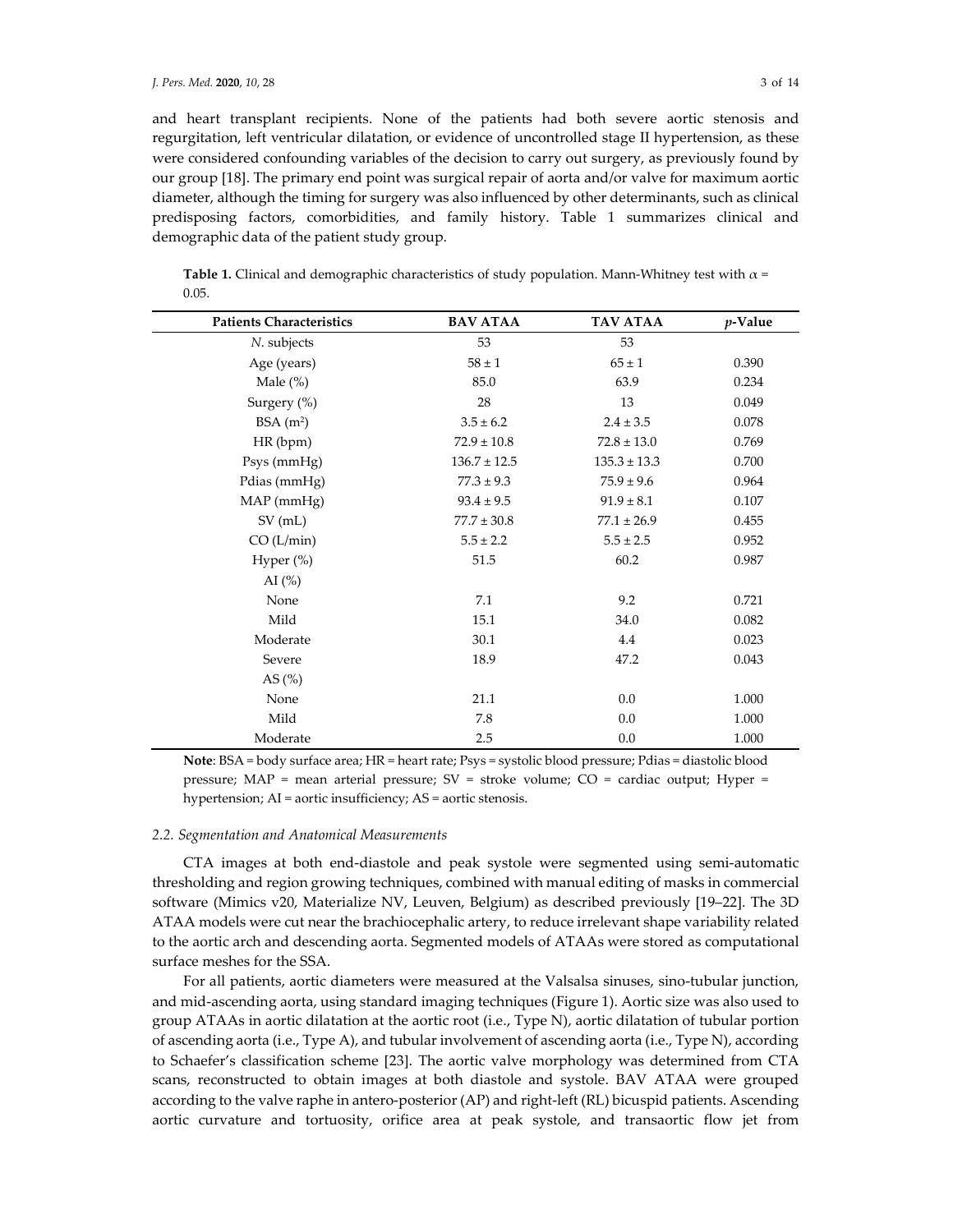and heart transplant recipients. None of the patients had both severe aortic stenosis and regurgitation, left ventricular dilatation, or evidence of uncontrolled stage II hypertension, as these were considered confounding variables of the decision to carry out surgery, as previously found by our group [18]. The primary end point was surgical repair of aorta and/or valve for maximum aortic diameter, although the timing for surgery was also influenced by other determinants, such as clinical predisposing factors, comorbidities, and family history. Table 1 summarizes clinical and demographic data of the patient study group.

**Table 1.** Clinical and demographic characteristics of study population. Mann-Whitney test with $\alpha$ = 0.05.

| Patients Characteristics | BAV ATAA | TAV ATAA | *p*-Value |
|---|---|---|---|
| *N.* subjects | 53 | 53 | |
| Age (years) | 58 ± 1 | 65 ± 1 | 0.390 |
| Male (%) | 85.0 | 63.9 | 0.234 |
| Surgery (%) | 28 | 13 | 0.049 |
| BSA ($m^2$) | 3.5 ± 6.2 | 2.4 ± 3.5 | 0.078 |
| HR (bpm) | 72.9 ± 10.8 | 72.8 ± 13.0 | 0.769 |
| Psys (mmHg) | 136.7 ± 12.5 | 135.3 ± 13.3 | 0.700 |
| Pdias (mmHg) | 77.3 ± 9.3 | 75.9 ± 9.6 | 0.964 |
| MAP (mmHg) | 93.4 ± 9.5 | 91.9 ± 8.1 | 0.107 |
| SV (mL) | 77.7 ± 30.8 | 77.1 ± 26.9 | 0.455 |
| CO (L/min) | 5.5 ± 2.2 | 5.5 ± 2.5 | 0.952 |
| Hyper (%) | 51.5 | 60.2 | 0.987 |
| AI (%) | | | |
| None | 7.1 | 9.2 | 0.721 |
| Mild | 15.1 | 34.0 | 0.082 |
| Moderate | 30.1 | 4.4 | 0.023 |
| Severe | 18.9 | 47.2 | 0.043 |
| AS (%) | | | |
| None | 21.1 | 0.0 | 1.000 |
| Mild | 7.8 | 0.0 | 1.000 |
| Moderate | 2.5 | 0.0 | 1.000 |

**Note**: BSA = body surface area; HR = heart rate; Psys = systolic blood pressure; Pdias = diastolic blood pressure; MAP = mean arterial pressure; SV = stroke volume; CO = cardiac output; Hyper = hypertension; AI = aortic insufficiency; AS = aortic stenosis.

### *2.2. Segmentation and Anatomical Measurements*

CTA images at both end-diastole and peak systole were segmented using semi-automatic thresholding and region growing techniques, combined with manual editing of masks in commercial software (Mimics v20, Materialize NV, Leuven, Belgium) as described previously [19–22]. The 3D ATAA models were cut near the brachiocephalic artery, to reduce irrelevant shape variability related to the aortic arch and descending aorta. Segmented models of ATAAs were stored as computational surface meshes for the SSA.

For all patients, aortic diameters were measured at the Valsalsa sinuses, sino-tubular junction, and mid-ascending aorta, using standard imaging techniques (Figure 1). Aortic size was also used to group ATAAs in aortic dilatation at the aortic root (i.e., Type N), aortic dilatation of tubular portion of ascending aorta (i.e., Type A), and tubular involvement of ascending aorta (i.e., Type N), according to Schaefer's classification scheme [23]. The aortic valve morphology was determined from CTA scans, reconstructed to obtain images at both diastole and systole. BAV ATAA were grouped according to the valve raphe in antero-posterior (AP) and right-left (RL) bicuspid patients. Ascending aortic curvature and tortuosity, orifice area at peak systole, and transaortic flow jet from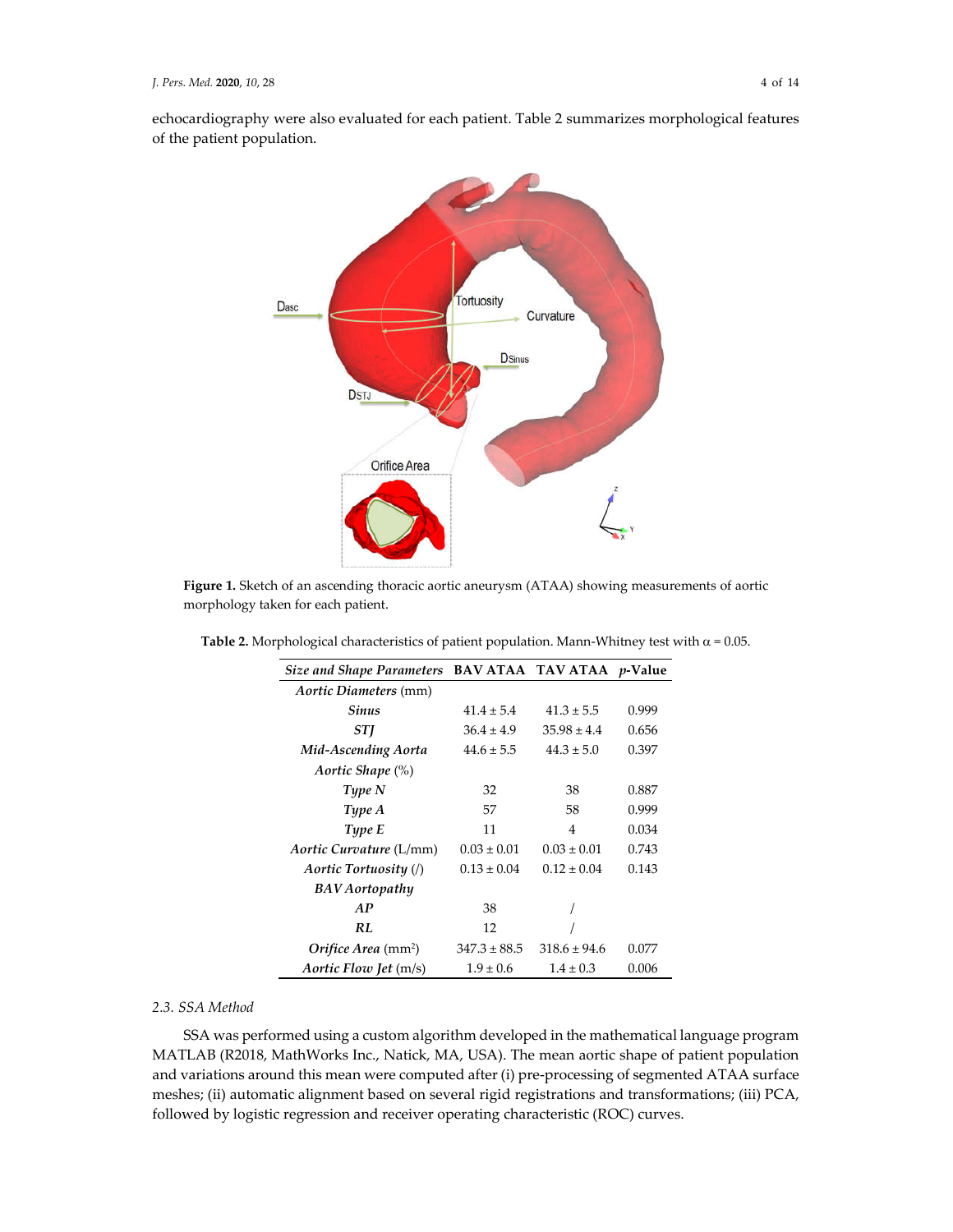echocardiography were also evaluated for each patient. Table 2 summarizes morphological features of the patient population.

Dasc

Tortuosity

Curvature

DSinus

DSTJ

Orifice Area

**Figure 1.** Sketch of an ascending thoracic aortic aneurysm (ATAA) showing measurements of aortic morphology taken for each patient.

**Table 2.** Morphological characteristics of patient population. Mann-Whitney test with α = 0.05.

| *Size and Shape Parameters* | BAV ATAA | TAV ATAA | *p*-Value |
|---|---|---|---|
| *Aortic Diameters* (mm) | | | |
| ***Sinus*** | 41.4 ± 5.4 | 41.3 ± 5.5 | 0.999 |
| ***STJ*** | 36.4 ± 4.9 | 35.98 ± 4.4 | 0.656 |
| ***Mid-Ascending Aorta*** | 44.6 ± 5.5 | 44.3 ± 5.0 | 0.397 |
| *Aortic Shape* (%) | | | |
| ***Type N*** | 32 | 38 | 0.887 |
| ***Type A*** | 57 | 58 | 0.999 |
| ***Type E*** | 11 | 4 | 0.034 |
| ***Aortic Curvature*** (L/mm) | 0.03 ± 0.01 | 0.03 ± 0.01 | 0.743 |
| ***Aortic Tortuosity*** (/) | 0.13 ± 0.04 | 0.12 ± 0.04 | 0.143 |
| ***BAV Aortopathy*** | | | |
| ***AP*** | 38 | / | |
| ***RL*** | 12 | / | |
| ***Orifice Area*** (mm²) | 347.3 ± 88.5 | 318.6 ± 94.6 | 0.077 |
| ***Aortic Flow Jet*** (m/s) | 1.9 ± 0.6 | 1.4 ± 0.3 | 0.006 |

### 2.3. SSA Method

SSA was performed using a custom algorithm developed in the mathematical language program MATLAB (R2018, MathWorks Inc., Natick, MA, USA). The mean aortic shape of patient population and variations around this mean were computed after (i) pre-processing of segmented ATAA surface meshes; (ii) automatic alignment based on several rigid registrations and transformations; (iii) PCA, followed by logistic regression and receiver operating characteristic (ROC) curves.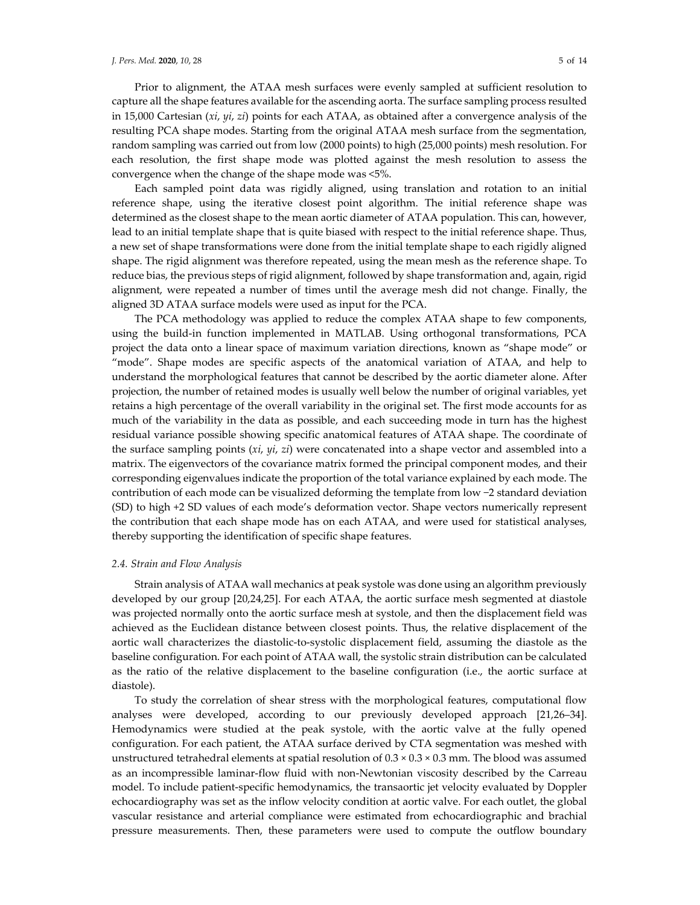Prior to alignment, the ATAA mesh surfaces were evenly sampled at sufficient resolution to capture all the shape features available for the ascending aorta. The surface sampling process resulted in 15,000 Cartesian ($xi$, $yi$, $zi$) points for each ATAA, as obtained after a convergence analysis of the resulting PCA shape modes. Starting from the original ATAA mesh surface from the segmentation, random sampling was carried out from low (2000 points) to high (25,000 points) mesh resolution. For each resolution, the first shape mode was plotted against the mesh resolution to assess the convergence when the change of the shape mode was <5%.

Each sampled point data was rigidly aligned, using translation and rotation to an initial reference shape, using the iterative closest point algorithm. The initial reference shape was determined as the closest shape to the mean aortic diameter of ATAA population. This can, however, lead to an initial template shape that is quite biased with respect to the initial reference shape. Thus, a new set of shape transformations were done from the initial template shape to each rigidly aligned shape. The rigid alignment was therefore repeated, using the mean mesh as the reference shape. To reduce bias, the previous steps of rigid alignment, followed by shape transformation and, again, rigid alignment, were repeated a number of times until the average mesh did not change. Finally, the aligned 3D ATAA surface models were used as input for the PCA.

The PCA methodology was applied to reduce the complex ATAA shape to few components, using the build-in function implemented in MATLAB. Using orthogonal transformations, PCA project the data onto a linear space of maximum variation directions, known as "shape mode" or "mode". Shape modes are specific aspects of the anatomical variation of ATAA, and help to understand the morphological features that cannot be described by the aortic diameter alone. After projection, the number of retained modes is usually well below the number of original variables, yet retains a high percentage of the overall variability in the original set. The first mode accounts for as much of the variability in the data as possible, and each succeeding mode in turn has the highest residual variance possible showing specific anatomical features of ATAA shape. The coordinate of the surface sampling points ($xi$, $yi$, $zi$) were concatenated into a shape vector and assembled into a matrix. The eigenvectors of the covariance matrix formed the principal component modes, and their corresponding eigenvalues indicate the proportion of the total variance explained by each mode. The contribution of each mode can be visualized deforming the template from low −2 standard deviation (SD) to high +2 SD values of each mode's deformation vector. Shape vectors numerically represent the contribution that each shape mode has on each ATAA, and were used for statistical analyses, thereby supporting the identification of specific shape features.

### *2.4. Strain and Flow Analysis*

Strain analysis of ATAA wall mechanics at peak systole was done using an algorithm previously developed by our group [20,24,25]. For each ATAA, the aortic surface mesh segmented at diastole was projected normally onto the aortic surface mesh at systole, and then the displacement field was achieved as the Euclidean distance between closest points. Thus, the relative displacement of the aortic wall characterizes the diastolic-to-systolic displacement field, assuming the diastole as the baseline configuration. For each point of ATAA wall, the systolic strain distribution can be calculated as the ratio of the relative displacement to the baseline configuration (i.e., the aortic surface at diastole).

To study the correlation of shear stress with the morphological features, computational flow analyses were developed, according to our previously developed approach [21,26–34]. Hemodynamics were studied at the peak systole, with the aortic valve at the fully opened configuration. For each patient, the ATAA surface derived by CTA segmentation was meshed with unstructured tetrahedral elements at spatial resolution of $0.3 \times 0.3 \times 0.3$ mm. The blood was assumed as an incompressible laminar-flow fluid with non-Newtonian viscosity described by the Carreau model. To include patient-specific hemodynamics, the transaortic jet velocity evaluated by Doppler echocardiography was set as the inflow velocity condition at aortic valve. For each outlet, the global vascular resistance and arterial compliance were estimated from echocardiographic and brachial pressure measurements. Then, these parameters were used to compute the outflow boundary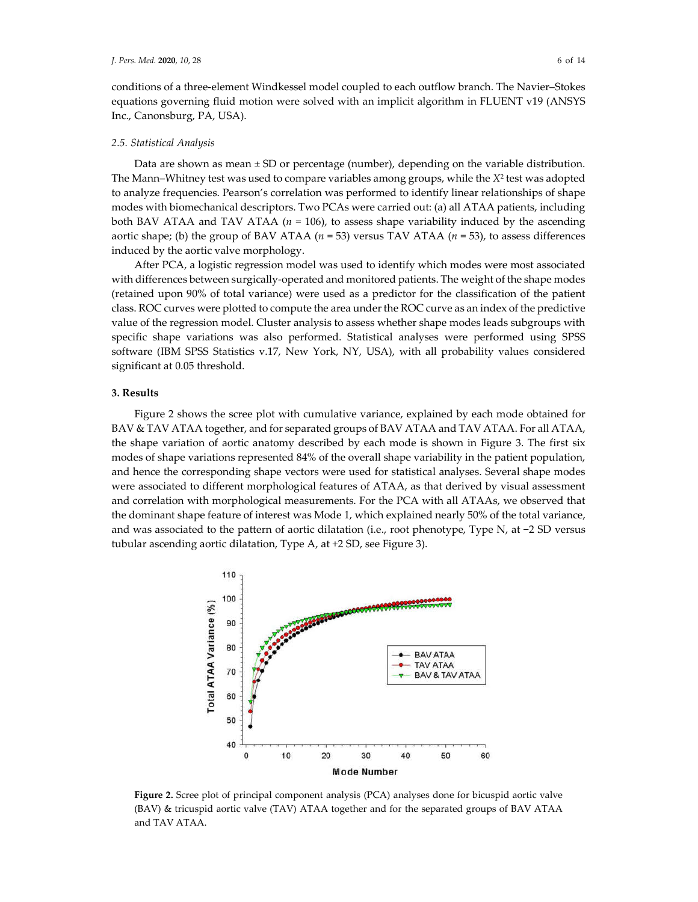conditions of a three-element Windkessel model coupled to each outflow branch. The Navier–Stokes equations governing fluid motion were solved with an implicit algorithm in FLUENT v19 (ANSYS Inc., Canonsburg, PA, USA).

### 2.5. Statistical Analysis

Data are shown as mean ± SD or percentage (number), depending on the variable distribution. The Mann–Whitney test was used to compare variables among groups, while the $X^2$ test was adopted to analyze frequencies. Pearson's correlation was performed to identify linear relationships of shape modes with biomechanical descriptors. Two PCAs were carried out: (a) all ATAA patients, including both BAV ATAA and TAV ATAA ($n$ = 106), to assess shape variability induced by the ascending aortic shape; (b) the group of BAV ATAA ($n$ = 53) versus TAV ATAA ($n$ = 53), to assess differences induced by the aortic valve morphology.

After PCA, a logistic regression model was used to identify which modes were most associated with differences between surgically-operated and monitored patients. The weight of the shape modes (retained upon 90% of total variance) were used as a predictor for the classification of the patient class. ROC curves were plotted to compute the area under the ROC curve as an index of the predictive value of the regression model. Cluster analysis to assess whether shape modes leads subgroups with specific shape variations was also performed. Statistical analyses were performed using SPSS software (IBM SPSS Statistics v.17, New York, NY, USA), with all probability values considered significant at 0.05 threshold.

## 3. Results

Figure 2 shows the scree plot with cumulative variance, explained by each mode obtained for BAV & TAV ATAA together, and for separated groups of BAV ATAA and TAV ATAA. For all ATAA, the shape variation of aortic anatomy described by each mode is shown in Figure 3. The first six modes of shape variations represented 84% of the overall shape variability in the patient population, and hence the corresponding shape vectors were used for statistical analyses. Several shape modes were associated to different morphological features of ATAA, as that derived by visual assessment and correlation with morphological measurements. For the PCA with all ATAAs, we observed that the dominant shape feature of interest was Mode 1, which explained nearly 50% of the total variance, and was associated to the pattern of aortic dilatation (i.e., root phenotype, Type N, at −2 SD versus tubular ascending aortic dilatation, Type A, at +2 SD, see Figure 3).

Total ATAA Variance (%)
110
100
90
80
70
60
50
40
0 10 20 30 40 50 60
Mode Number
BAV ATAA
TAV ATAA
BAV & TAV ATAA

**Figure 2.** Scree plot of principal component analysis (PCA) analyses done for bicuspid aortic valve (BAV) & tricuspid aortic valve (TAV) ATAA together and for the separated groups of BAV ATAA and TAV ATAA.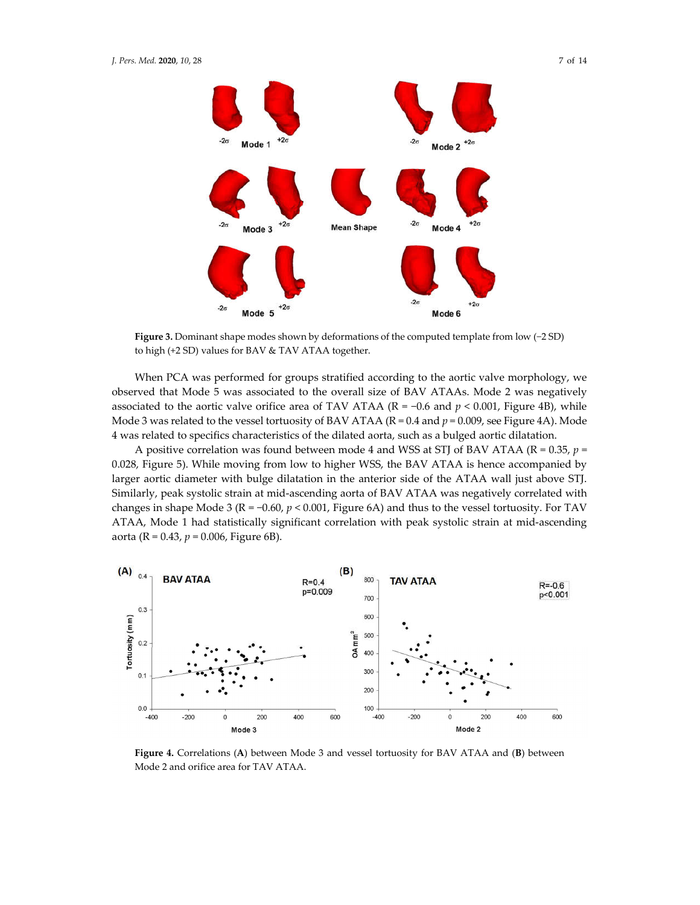-2σ Mode 1 +2σ

-2σ Mode 2 +2σ

-2σ Mode 3 +2σ

Mean Shape

-2σ Mode 4 +2σ

-2σ Mode 5 +2σ

-2σ Mode 6 +2σ

**Figure 3.** Dominant shape modes shown by deformations of the computed template from low (−2 SD) to high (+2 SD) values for BAV & TAV ATAA together.

When PCA was performed for groups stratified according to the aortic valve morphology, we observed that Mode 5 was associated to the overall size of BAV ATAAs. Mode 2 was negatively associated to the aortic valve orifice area of TAV ATAA (R = −0.6 and $p < 0.001$, Figure 4B), while Mode 3 was related to the vessel tortuosity of BAV ATAA (R = 0.4 and $p = 0.009$, see Figure 4A). Mode 4 was related to specifics characteristics of the dilated aorta, such as a bulged aortic dilatation.

A positive correlation was found between mode 4 and WSS at STJ of BAV ATAA (R = 0.35, $p = 0.028$, Figure 5). While moving from low to higher WSS, the BAV ATAA is hence accompanied by larger aortic diameter with bulge dilatation in the anterior side of the ATAA wall just above STJ. Similarly, peak systolic strain at mid-ascending aorta of BAV ATAA was negatively correlated with changes in shape Mode 3 (R = −0.60, $p < 0.001$, Figure 6A) and thus to the vessel tortuosity. For TAV ATAA, Mode 1 had statistically significant correlation with peak systolic strain at mid-ascending aorta (R = 0.43, $p = 0.006$, Figure 6B).

(A) BAV ATAA

R=0.4
p=0.009

Tortuosity (mm)

0.0 0.1 0.2 0.3 0.4

-400 -200 0 200 400 600

Mode 3

(B) TAV ATAA

R=-0.6
p<0.001

OA mm$^2$

100 200 300 400 500 600 700 800

-400 -200 0 200 400 600

Mode 2

**Figure 4.** Correlations (**A**) between Mode 3 and vessel tortuosity for BAV ATAA and (**B**) between Mode 2 and orifice area for TAV ATAA.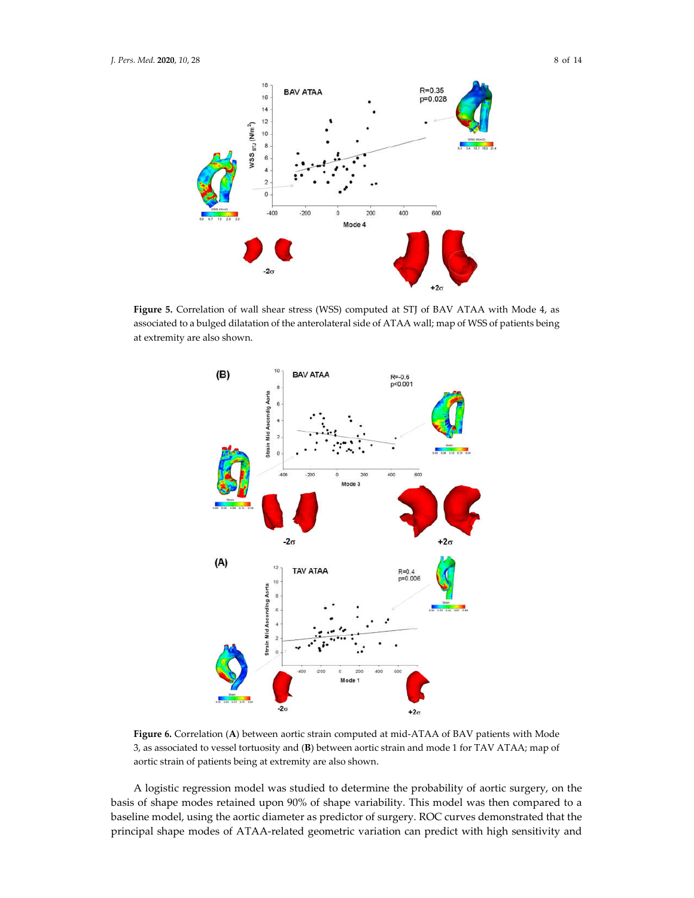BAV ATAA

R=0.35
p=0.028

WSS $_{STJ}$ (N/m$^2$)

Mode 4

-2σ

+2σ

**Figure 5.** Correlation of wall shear stress (WSS) computed at STJ of BAV ATAA with Mode 4, as associated to a bulged dilatation of the anterolateral side of ATAA wall; map of WSS of patients being at extremity are also shown.

(B)

BAV ATAA

R=-0.6
p<0.001

Strain Mid Ascendig Aorta

Mode 3

-2σ

+2σ

(A)

TAV ATAA

R=0.4
p=0.006

Strain Mid Ascending Aorta

Mode 1

-2σ

+2σ

**Figure 6.** Correlation (**A**) between aortic strain computed at mid-ATAA of BAV patients with Mode 3, as associated to vessel tortuosity and (**B**) between aortic strain and mode 1 for TAV ATAA; map of aortic strain of patients being at extremity are also shown.

A logistic regression model was studied to determine the probability of aortic surgery, on the basis of shape modes retained upon 90% of shape variability. This model was then compared to a baseline model, using the aortic diameter as predictor of surgery. ROC curves demonstrated that the principal shape modes of ATAA-related geometric variation can predict with high sensitivity and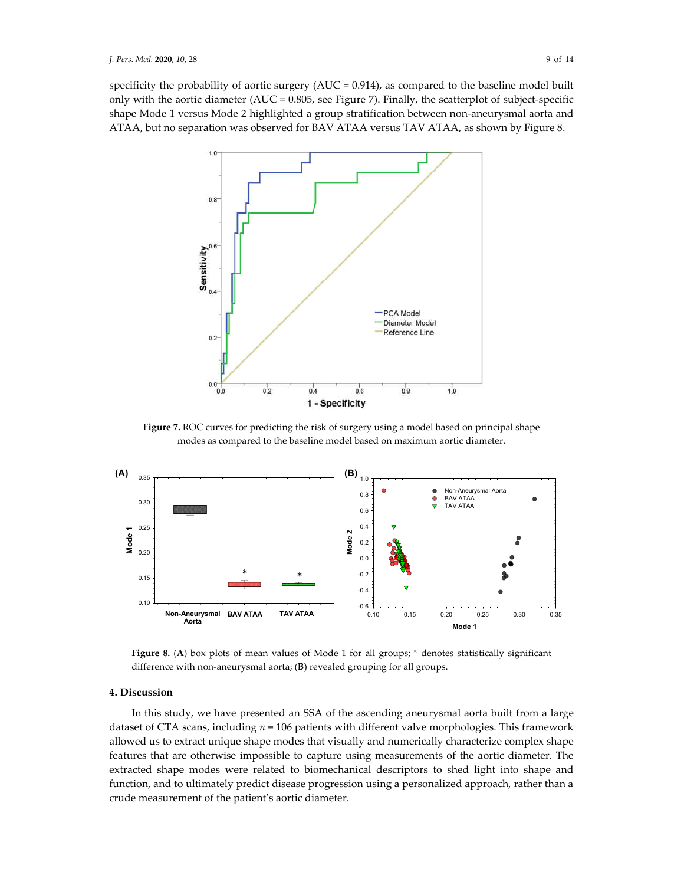specificity the probability of aortic surgery (AUC = 0.914), as compared to the baseline model built only with the aortic diameter (AUC = 0.805, see Figure 7). Finally, the scatterplot of subject-specific shape Mode 1 versus Mode 2 highlighted a group stratification between non-aneurysmal aorta and ATAA, but no separation was observed for BAV ATAA versus TAV ATAA, as shown by Figure 8.

Sensitivity
1 - Specificity
PCA Model
Diameter Model
Reference Line

**Figure 7.** ROC curves for predicting the risk of surgery using a model based on principal shape modes as compared to the baseline model based on maximum aortic diameter.

(A)
Mode 1
Non-Aneurysmal Aorta
BAV ATAA
TAV ATAA

(B)
Mode 2
Mode 1
Non-Aneurysmal Aorta
BAV ATAA
TAV ATAA

**Figure 8.** (**A**) box plots of mean values of Mode 1 for all groups; * denotes statistically significant difference with non-aneurysmal aorta; (**B**) revealed grouping for all groups.

## 4. Discussion

In this study, we have presented an SSA of the ascending aneurysmal aorta built from a large dataset of CTA scans, including $n$ = 106 patients with different valve morphologies. This framework allowed us to extract unique shape modes that visually and numerically characterize complex shape features that are otherwise impossible to capture using measurements of the aortic diameter. The extracted shape modes were related to biomechanical descriptors to shed light into shape and function, and to ultimately predict disease progression using a personalized approach, rather than a crude measurement of the patient's aortic diameter.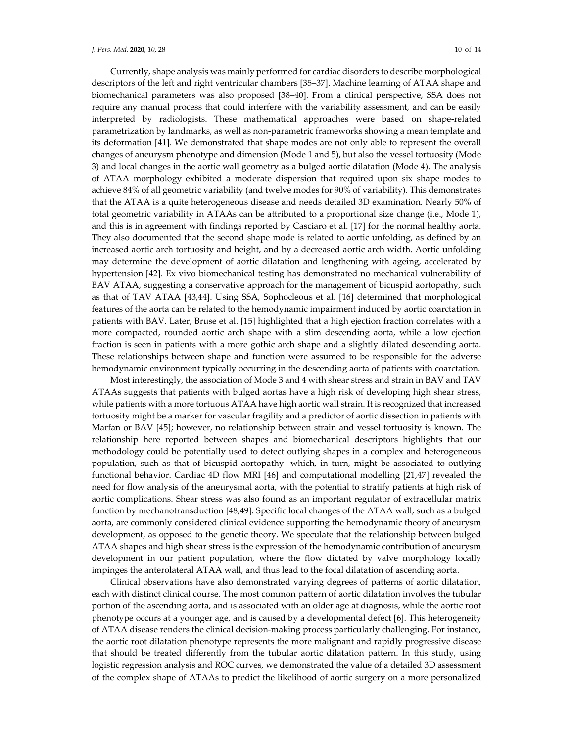Currently, shape analysis was mainly performed for cardiac disorders to describe morphological descriptors of the left and right ventricular chambers [35–37]. Machine learning of ATAA shape and biomechanical parameters was also proposed [38–40]. From a clinical perspective, SSA does not require any manual process that could interfere with the variability assessment, and can be easily interpreted by radiologists. These mathematical approaches were based on shape-related parametrization by landmarks, as well as non-parametric frameworks showing a mean template and its deformation [41]. We demonstrated that shape modes are not only able to represent the overall changes of aneurysm phenotype and dimension (Mode 1 and 5), but also the vessel tortuosity (Mode 3) and local changes in the aortic wall geometry as a bulged aortic dilatation (Mode 4). The analysis of ATAA morphology exhibited a moderate dispersion that required upon six shape modes to achieve 84% of all geometric variability (and twelve modes for 90% of variability). This demonstrates that the ATAA is a quite heterogeneous disease and needs detailed 3D examination. Nearly 50% of total geometric variability in ATAAs can be attributed to a proportional size change (i.e., Mode 1), and this is in agreement with findings reported by Casciaro et al. [17] for the normal healthy aorta. They also documented that the second shape mode is related to aortic unfolding, as defined by an increased aortic arch tortuosity and height, and by a decreased aortic arch width. Aortic unfolding may determine the development of aortic dilatation and lengthening with ageing, accelerated by hypertension [42]. Ex vivo biomechanical testing has demonstrated no mechanical vulnerability of BAV ATAA, suggesting a conservative approach for the management of bicuspid aortopathy, such as that of TAV ATAA [43,44]. Using SSA, Sophocleous et al. [16] determined that morphological features of the aorta can be related to the hemodynamic impairment induced by aortic coarctation in patients with BAV. Later, Bruse et al. [15] highlighted that a high ejection fraction correlates with a more compacted, rounded aortic arch shape with a slim descending aorta, while a low ejection fraction is seen in patients with a more gothic arch shape and a slightly dilated descending aorta. These relationships between shape and function were assumed to be responsible for the adverse hemodynamic environment typically occurring in the descending aorta of patients with coarctation.

Most interestingly, the association of Mode 3 and 4 with shear stress and strain in BAV and TAV ATAAs suggests that patients with bulged aortas have a high risk of developing high shear stress, while patients with a more tortuous ATAA have high aortic wall strain. It is recognized that increased tortuosity might be a marker for vascular fragility and a predictor of aortic dissection in patients with Marfan or BAV [45]; however, no relationship between strain and vessel tortuosity is known. The relationship here reported between shapes and biomechanical descriptors highlights that our methodology could be potentially used to detect outlying shapes in a complex and heterogeneous population, such as that of bicuspid aortopathy -which, in turn, might be associated to outlying functional behavior. Cardiac 4D flow MRI [46] and computational modelling [21,47] revealed the need for flow analysis of the aneurysmal aorta, with the potential to stratify patients at high risk of aortic complications. Shear stress was also found as an important regulator of extracellular matrix function by mechanotransduction [48,49]. Specific local changes of the ATAA wall, such as a bulged aorta, are commonly considered clinical evidence supporting the hemodynamic theory of aneurysm development, as opposed to the genetic theory. We speculate that the relationship between bulged ATAA shapes and high shear stress is the expression of the hemodynamic contribution of aneurysm development in our patient population, where the flow dictated by valve morphology locally impinges the anterolateral ATAA wall, and thus lead to the focal dilatation of ascending aorta.

Clinical observations have also demonstrated varying degrees of patterns of aortic dilatation, each with distinct clinical course. The most common pattern of aortic dilatation involves the tubular portion of the ascending aorta, and is associated with an older age at diagnosis, while the aortic root phenotype occurs at a younger age, and is caused by a developmental defect [6]. This heterogeneity of ATAA disease renders the clinical decision-making process particularly challenging. For instance, the aortic root dilatation phenotype represents the more malignant and rapidly progressive disease that should be treated differently from the tubular aortic dilatation pattern. In this study, using logistic regression analysis and ROC curves, we demonstrated the value of a detailed 3D assessment of the complex shape of ATAAs to predict the likelihood of aortic surgery on a more personalized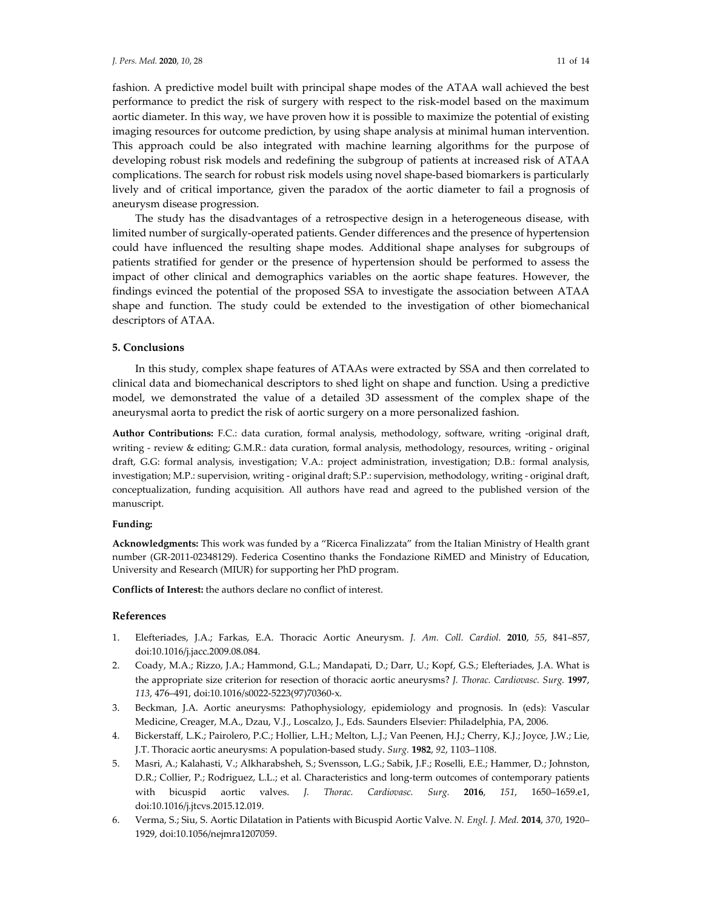fashion. A predictive model built with principal shape modes of the ATAA wall achieved the best performance to predict the risk of surgery with respect to the risk-model based on the maximum aortic diameter. In this way, we have proven how it is possible to maximize the potential of existing imaging resources for outcome prediction, by using shape analysis at minimal human intervention. This approach could be also integrated with machine learning algorithms for the purpose of developing robust risk models and redefining the subgroup of patients at increased risk of ATAA complications. The search for robust risk models using novel shape-based biomarkers is particularly lively and of critical importance, given the paradox of the aortic diameter to fail a prognosis of aneurysm disease progression.

The study has the disadvantages of a retrospective design in a heterogeneous disease, with limited number of surgically-operated patients. Gender differences and the presence of hypertension could have influenced the resulting shape modes. Additional shape analyses for subgroups of patients stratified for gender or the presence of hypertension should be performed to assess the impact of other clinical and demographics variables on the aortic shape features. However, the findings evinced the potential of the proposed SSA to investigate the association between ATAA shape and function. The study could be extended to the investigation of other biomechanical descriptors of ATAA.

## 5. Conclusions

In this study, complex shape features of ATAAs were extracted by SSA and then correlated to clinical data and biomechanical descriptors to shed light on shape and function. Using a predictive model, we demonstrated the value of a detailed 3D assessment of the complex shape of the aneurysmal aorta to predict the risk of aortic surgery on a more personalized fashion.

**Author Contributions:** F.C.: data curation, formal analysis, methodology, software, writing -original draft, writing - review & editing; G.M.R.: data curation, formal analysis, methodology, resources, writing - original draft, G.G: formal analysis, investigation; V.A.: project administration, investigation; D.B.: formal analysis, investigation; M.P.: supervision, writing - original draft; S.P.: supervision, methodology, writing - original draft, conceptualization, funding acquisition. All authors have read and agreed to the published version of the manuscript.

**Funding:**

**Acknowledgments:** This work was funded by a "Ricerca Finalizzata" from the Italian Ministry of Health grant number (GR-2011-02348129). Federica Cosentino thanks the Fondazione RiMED and Ministry of Education, University and Research (MIUR) for supporting her PhD program.

**Conflicts of Interest:** the authors declare no conflict of interest.

## References

1. Elefteriades, J.A.; Farkas, E.A. Thoracic Aortic Aneurysm. *J. Am. Coll. Cardiol.* **2010**, *55*, 841–857, doi:10.1016/j.jacc.2009.08.084.
2. Coady, M.A.; Rizzo, J.A.; Hammond, G.L.; Mandapati, D.; Darr, U.; Kopf, G.S.; Elefteriades, J.A. What is the appropriate size criterion for resection of thoracic aortic aneurysms? *J. Thorac. Cardiovasc. Surg.* **1997**, *113*, 476–491, doi:10.1016/s0022-5223(97)70360-x.
3. Beckman, J.A. Aortic aneurysms: Pathophysiology, epidemiology and prognosis. In (eds): Vascular Medicine, Creager, M.A., Dzau, V.J., Loscalzo, J., Eds. Saunders Elsevier: Philadelphia, PA, 2006.
4. Bickerstaff, L.K.; Pairolero, P.C.; Hollier, L.H.; Melton, L.J.; Van Peenen, H.J.; Cherry, K.J.; Joyce, J.W.; Lie, J.T. Thoracic aortic aneurysms: A population-based study. *Surg.* **1982**, *92*, 1103–1108.
5. Masri, A.; Kalahasti, V.; Alkharabsheh, S.; Svensson, L.G.; Sabik, J.F.; Roselli, E.E.; Hammer, D.; Johnston, D.R.; Collier, P.; Rodriguez, L.L.; et al. Characteristics and long-term outcomes of contemporary patients with bicuspid aortic valves. *J. Thorac. Cardiovasc. Surg.* **2016**, *151*, 1650–1659.e1, doi:10.1016/j.jtcvs.2015.12.019.
6. Verma, S.; Siu, S. Aortic Dilatation in Patients with Bicuspid Aortic Valve. *N. Engl. J. Med.* **2014**, *370*, 1920–1929, doi:10.1056/nejmra1207059.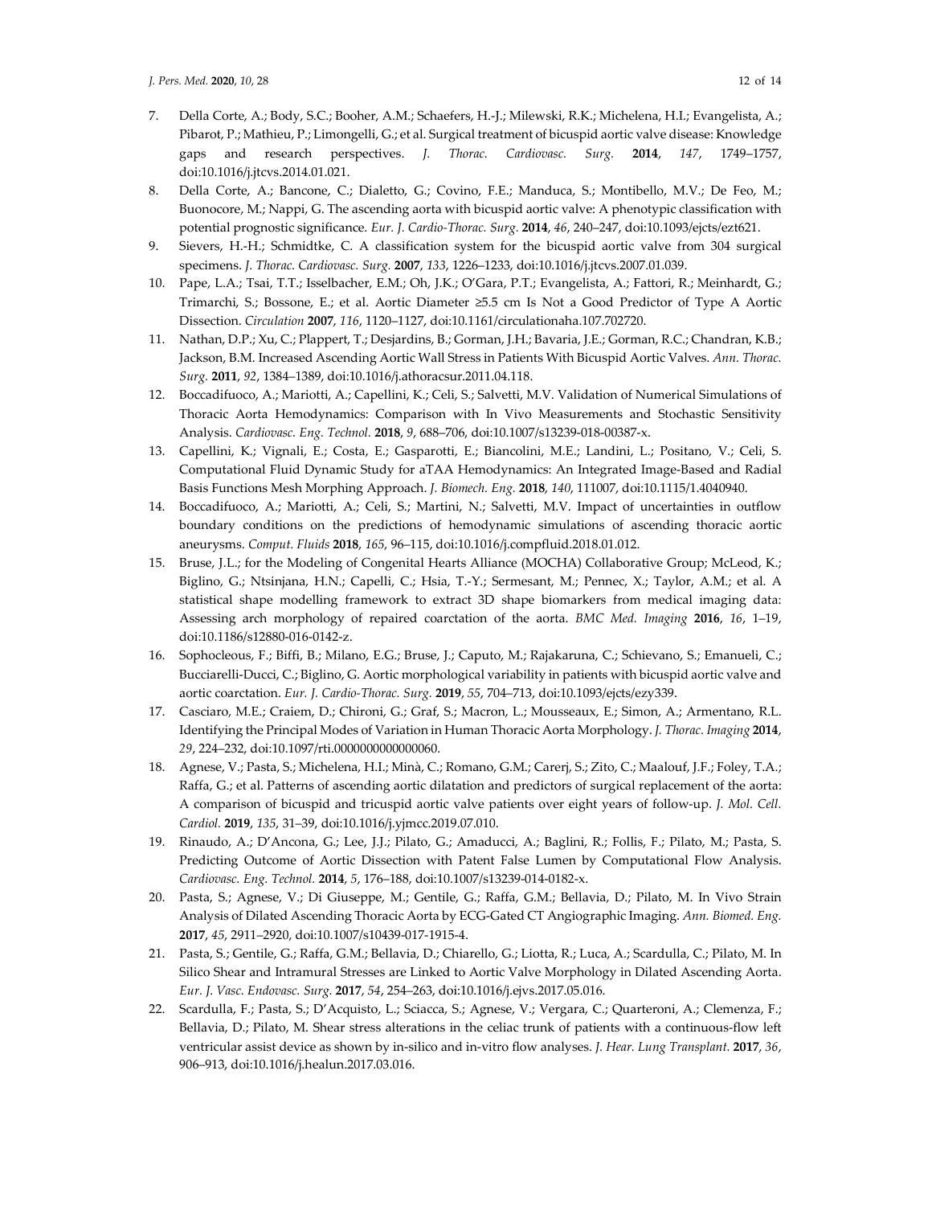7. Della Corte, A.; Body, S.C.; Booher, A.M.; Schaefers, H.-J.; Milewski, R.K.; Michelena, H.I.; Evangelista, A.; Pibarot, P.; Mathieu, P.; Limongelli, G.; et al. Surgical treatment of bicuspid aortic valve disease: Knowledge gaps and research perspectives. *J. Thorac. Cardiovasc. Surg.* **2014**, *147*, 1749–1757, doi:10.1016/j.jtcvs.2014.01.021.
8. Della Corte, A.; Bancone, C.; Dialetto, G.; Covino, F.E.; Manduca, S.; Montibello, M.V.; De Feo, M.; Buonocore, M.; Nappi, G. The ascending aorta with bicuspid aortic valve: A phenotypic classification with potential prognostic significance. *Eur. J. Cardio-Thorac. Surg.* **2014**, *46*, 240–247, doi:10.1093/ejcts/ezt621.
9. Sievers, H.-H.; Schmidtke, C. A classification system for the bicuspid aortic valve from 304 surgical specimens. *J. Thorac. Cardiovasc. Surg.* **2007**, *133*, 1226–1233, doi:10.1016/j.jtcvs.2007.01.039.
10. Pape, L.A.; Tsai, T.T.; Isselbacher, E.M.; Oh, J.K.; O'Gara, P.T.; Evangelista, A.; Fattori, R.; Meinhardt, G.; Trimarchi, S.; Bossone, E.; et al. Aortic Diameter ≥5.5 cm Is Not a Good Predictor of Type A Aortic Dissection. *Circulation* **2007**, *116*, 1120–1127, doi:10.1161/circulationaha.107.702720.
11. Nathan, D.P.; Xu, C.; Plappert, T.; Desjardins, B.; Gorman, J.H.; Bavaria, J.E.; Gorman, R.C.; Chandran, K.B.; Jackson, B.M. Increased Ascending Aortic Wall Stress in Patients With Bicuspid Aortic Valves. *Ann. Thorac. Surg.* **2011**, *92*, 1384–1389, doi:10.1016/j.athoracsur.2011.04.118.
12. Boccadifuoco, A.; Mariotti, A.; Capellini, K.; Celi, S.; Salvetti, M.V. Validation of Numerical Simulations of Thoracic Aorta Hemodynamics: Comparison with In Vivo Measurements and Stochastic Sensitivity Analysis. *Cardiovasc. Eng. Technol.* **2018**, *9*, 688–706, doi:10.1007/s13239-018-00387-x.
13. Capellini, K.; Vignali, E.; Costa, E.; Gasparotti, E.; Biancolini, M.E.; Landini, L.; Positano, V.; Celi, S. Computational Fluid Dynamic Study for aTAA Hemodynamics: An Integrated Image-Based and Radial Basis Functions Mesh Morphing Approach. *J. Biomech. Eng.* **2018**, *140*, 111007, doi:10.1115/1.4040940.
14. Boccadifuoco, A.; Mariotti, A.; Celi, S.; Martini, N.; Salvetti, M.V. Impact of uncertainties in outflow boundary conditions on the predictions of hemodynamic simulations of ascending thoracic aortic aneurysms. *Comput. Fluids* **2018**, *165*, 96–115, doi:10.1016/j.compfluid.2018.01.012.
15. Bruse, J.L.; for the Modeling of Congenital Hearts Alliance (MOCHA) Collaborative Group; McLeod, K.; Biglino, G.; Ntsinjana, H.N.; Capelli, C.; Hsia, T.-Y.; Sermesant, M.; Pennec, X.; Taylor, A.M.; et al. A statistical shape modelling framework to extract 3D shape biomarkers from medical imaging data: Assessing arch morphology of repaired coarctation of the aorta. *BMC Med. Imaging* **2016**, *16*, 1–19, doi:10.1186/s12880-016-0142-z.
16. Sophocleous, F.; Biffi, B.; Milano, E.G.; Bruse, J.; Caputo, M.; Rajakaruna, C.; Schievano, S.; Emanueli, C.; Bucciarelli-Ducci, C.; Biglino, G. Aortic morphological variability in patients with bicuspid aortic valve and aortic coarctation. *Eur. J. Cardio-Thorac. Surg.* **2019**, *55*, 704–713, doi:10.1093/ejcts/ezy339.
17. Casciaro, M.E.; Craiem, D.; Chironi, G.; Graf, S.; Macron, L.; Mousseaux, E.; Simon, A.; Armentano, R.L. Identifying the Principal Modes of Variation in Human Thoracic Aorta Morphology. *J. Thorac. Imaging* **2014**, *29*, 224–232, doi:10.1097/rti.0000000000000060.
18. Agnese, V.; Pasta, S.; Michelena, H.I.; Minà, C.; Romano, G.M.; Carerj, S.; Zito, C.; Maalouf, J.F.; Foley, T.A.; Raffa, G.; et al. Patterns of ascending aortic dilatation and predictors of surgical replacement of the aorta: A comparison of bicuspid and tricuspid aortic valve patients over eight years of follow-up. *J. Mol. Cell. Cardiol.* **2019**, *135*, 31–39, doi:10.1016/j.yjmcc.2019.07.010.
19. Rinaudo, A.; D'Ancona, G.; Lee, J.J.; Pilato, G.; Amaducci, A.; Baglini, R.; Follis, F.; Pilato, M.; Pasta, S. Predicting Outcome of Aortic Dissection with Patent False Lumen by Computational Flow Analysis. *Cardiovasc. Eng. Technol.* **2014**, *5*, 176–188, doi:10.1007/s13239-014-0182-x.
20. Pasta, S.; Agnese, V.; Di Giuseppe, M.; Gentile, G.; Raffa, G.M.; Bellavia, D.; Pilato, M. In Vivo Strain Analysis of Dilated Ascending Thoracic Aorta by ECG-Gated CT Angiographic Imaging. *Ann. Biomed. Eng.* **2017**, *45*, 2911–2920, doi:10.1007/s10439-017-1915-4.
21. Pasta, S.; Gentile, G.; Raffa, G.M.; Bellavia, D.; Chiarello, G.; Liotta, R.; Luca, A.; Scardulla, C.; Pilato, M. In Silico Shear and Intramural Stresses are Linked to Aortic Valve Morphology in Dilated Ascending Aorta. *Eur. J. Vasc. Endovasc. Surg.* **2017**, *54*, 254–263, doi:10.1016/j.ejvs.2017.05.016.
22. Scardulla, F.; Pasta, S.; D'Acquisto, L.; Sciacca, S.; Agnese, V.; Vergara, C.; Quarteroni, A.; Clemenza, F.; Bellavia, D.; Pilato, M. Shear stress alterations in the celiac trunk of patients with a continuous-flow left ventricular assist device as shown by in-silico and in-vitro flow analyses. *J. Hear. Lung Transplant.* **2017**, *36*, 906–913, doi:10.1016/j.healun.2017.03.016.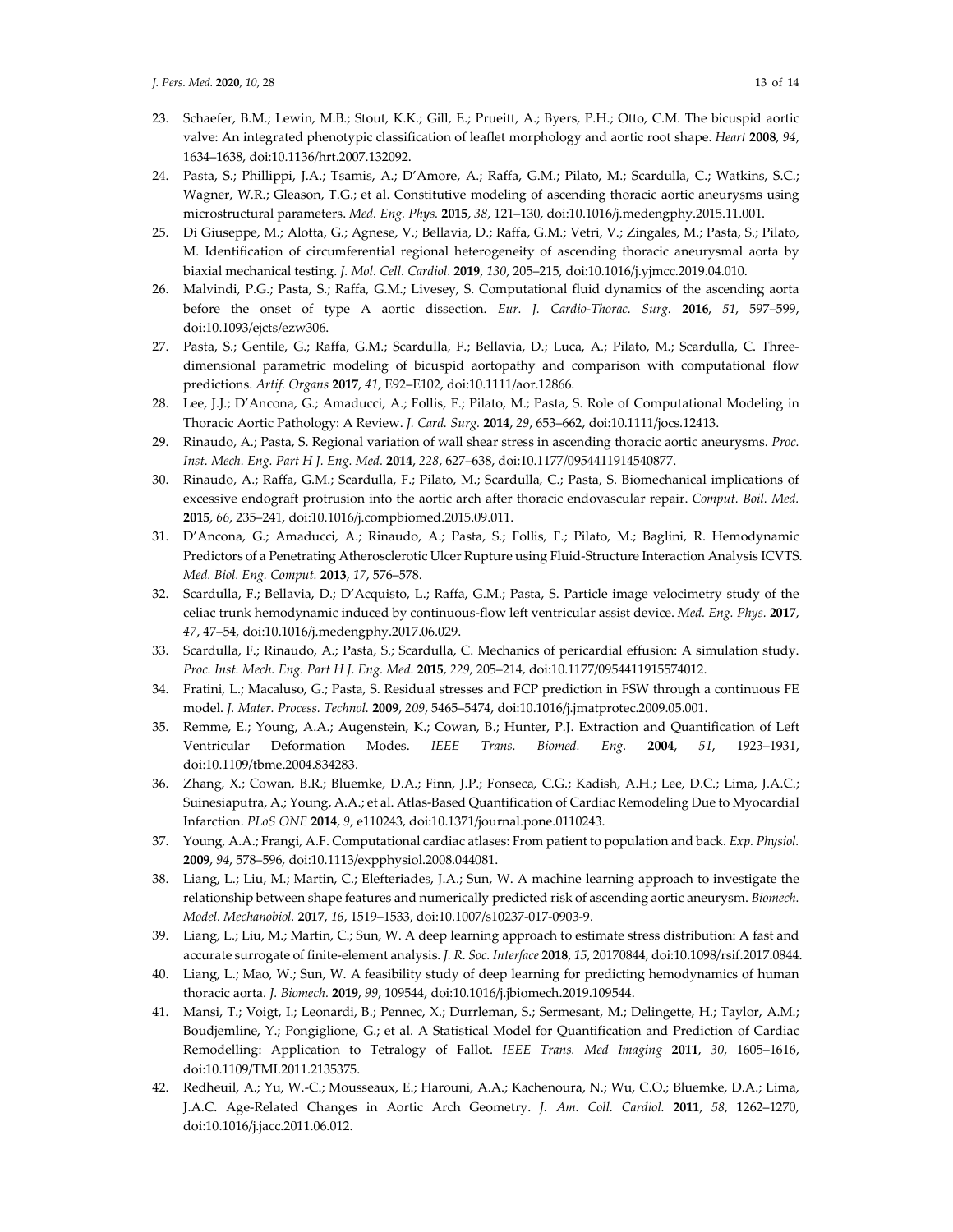23. Schaefer, B.M.; Lewin, M.B.; Stout, K.K.; Gill, E.; Prueitt, A.; Byers, P.H.; Otto, C.M. The bicuspid aortic valve: An integrated phenotypic classification of leaflet morphology and aortic root shape. *Heart* **2008**, *94*, 1634–1638, doi:10.1136/hrt.2007.132092.
24. Pasta, S.; Phillippi, J.A.; Tsamis, A.; D'Amore, A.; Raffa, G.M.; Pilato, M.; Scardulla, C.; Watkins, S.C.; Wagner, W.R.; Gleason, T.G.; et al. Constitutive modeling of ascending thoracic aortic aneurysms using microstructural parameters. *Med. Eng. Phys.* **2015**, *38*, 121–130, doi:10.1016/j.medengphy.2015.11.001.
25. Di Giuseppe, M.; Alotta, G.; Agnese, V.; Bellavia, D.; Raffa, G.M.; Vetri, V.; Zingales, M.; Pasta, S.; Pilato, M. Identification of circumferential regional heterogeneity of ascending thoracic aneurysmal aorta by biaxial mechanical testing. *J. Mol. Cell. Cardiol.* **2019**, *130*, 205–215, doi:10.1016/j.yjmcc.2019.04.010.
26. Malvindi, P.G.; Pasta, S.; Raffa, G.M.; Livesey, S. Computational fluid dynamics of the ascending aorta before the onset of type A aortic dissection. *Eur. J. Cardio-Thorac. Surg.* **2016**, *51*, 597–599, doi:10.1093/ejcts/ezw306.
27. Pasta, S.; Gentile, G.; Raffa, G.M.; Scardulla, F.; Bellavia, D.; Luca, A.; Pilato, M.; Scardulla, C. Three-dimensional parametric modeling of bicuspid aortopathy and comparison with computational flow predictions. *Artif. Organs* **2017**, *41*, E92–E102, doi:10.1111/aor.12866.
28. Lee, J.J.; D'Ancona, G.; Amaducci, A.; Follis, F.; Pilato, M.; Pasta, S. Role of Computational Modeling in Thoracic Aortic Pathology: A Review. *J. Card. Surg.* **2014**, *29*, 653–662, doi:10.1111/jocs.12413.
29. Rinaudo, A.; Pasta, S. Regional variation of wall shear stress in ascending thoracic aortic aneurysms. *Proc. Inst. Mech. Eng. Part H J. Eng. Med.* **2014**, *228*, 627–638, doi:10.1177/0954411914540877.
30. Rinaudo, A.; Raffa, G.M.; Scardulla, F.; Pilato, M.; Scardulla, C.; Pasta, S. Biomechanical implications of excessive endograft protrusion into the aortic arch after thoracic endovascular repair. *Comput. Boil. Med.* **2015**, *66*, 235–241, doi:10.1016/j.compbiomed.2015.09.011.
31. D'Ancona, G.; Amaducci, A.; Rinaudo, A.; Pasta, S.; Follis, F.; Pilato, M.; Baglini, R. Hemodynamic Predictors of a Penetrating Atherosclerotic Ulcer Rupture using Fluid-Structure Interaction Analysis ICVTS. *Med. Biol. Eng. Comput.* **2013**, *17*, 576–578.
32. Scardulla, F.; Bellavia, D.; D'Acquisto, L.; Raffa, G.M.; Pasta, S. Particle image velocimetry study of the celiac trunk hemodynamic induced by continuous-flow left ventricular assist device. *Med. Eng. Phys.* **2017**, *47*, 47–54, doi:10.1016/j.medengphy.2017.06.029.
33. Scardulla, F.; Rinaudo, A.; Pasta, S.; Scardulla, C. Mechanics of pericardial effusion: A simulation study. *Proc. Inst. Mech. Eng. Part H J. Eng. Med.* **2015**, *229*, 205–214, doi:10.1177/0954411915574012.
34. Fratini, L.; Macaluso, G.; Pasta, S. Residual stresses and FCP prediction in FSW through a continuous FE model. *J. Mater. Process. Technol.* **2009**, *209*, 5465–5474, doi:10.1016/j.jmatprotec.2009.05.001.
35. Remme, E.; Young, A.A.; Augenstein, K.; Cowan, B.; Hunter, P.J. Extraction and Quantification of Left Ventricular Deformation Modes. *IEEE Trans. Biomed. Eng.* **2004**, *51*, 1923–1931, doi:10.1109/tbme.2004.834283.
36. Zhang, X.; Cowan, B.R.; Bluemke, D.A.; Finn, J.P.; Fonseca, C.G.; Kadish, A.H.; Lee, D.C.; Lima, J.A.C.; Suinesiaputra, A.; Young, A.A.; et al. Atlas-Based Quantification of Cardiac Remodeling Due to Myocardial Infarction. *PLoS ONE* **2014**, *9*, e110243, doi:10.1371/journal.pone.0110243.
37. Young, A.A.; Frangi, A.F. Computational cardiac atlases: From patient to population and back. *Exp. Physiol.* **2009**, *94*, 578–596, doi:10.1113/expphysiol.2008.044081.
38. Liang, L.; Liu, M.; Martin, C.; Elefteriades, J.A.; Sun, W. A machine learning approach to investigate the relationship between shape features and numerically predicted risk of ascending aortic aneurysm. *Biomech. Model. Mechanobiol.* **2017**, *16*, 1519–1533, doi:10.1007/s10237-017-0903-9.
39. Liang, L.; Liu, M.; Martin, C.; Sun, W. A deep learning approach to estimate stress distribution: A fast and accurate surrogate of finite-element analysis. *J. R. Soc. Interface* **2018**, *15*, 20170844, doi:10.1098/rsif.2017.0844.
40. Liang, L.; Mao, W.; Sun, W. A feasibility study of deep learning for predicting hemodynamics of human thoracic aorta. *J. Biomech.* **2019**, *99*, 109544, doi:10.1016/j.jbiomech.2019.109544.
41. Mansi, T.; Voigt, I.; Leonardi, B.; Pennec, X.; Durrleman, S.; Sermesant, M.; Delingette, H.; Taylor, A.M.; Boudjemline, Y.; Pongiglione, G.; et al. A Statistical Model for Quantification and Prediction of Cardiac Remodelling: Application to Tetralogy of Fallot. *IEEE Trans. Med Imaging* **2011**, *30*, 1605–1616, doi:10.1109/TMI.2011.2135375.
42. Redheuil, A.; Yu, W.-C.; Mousseaux, E.; Harouni, A.A.; Kachenoura, N.; Wu, C.O.; Bluemke, D.A.; Lima, J.A.C. Age-Related Changes in Aortic Arch Geometry. *J. Am. Coll. Cardiol.* **2011**, *58*, 1262–1270, doi:10.1016/j.jacc.2011.06.012.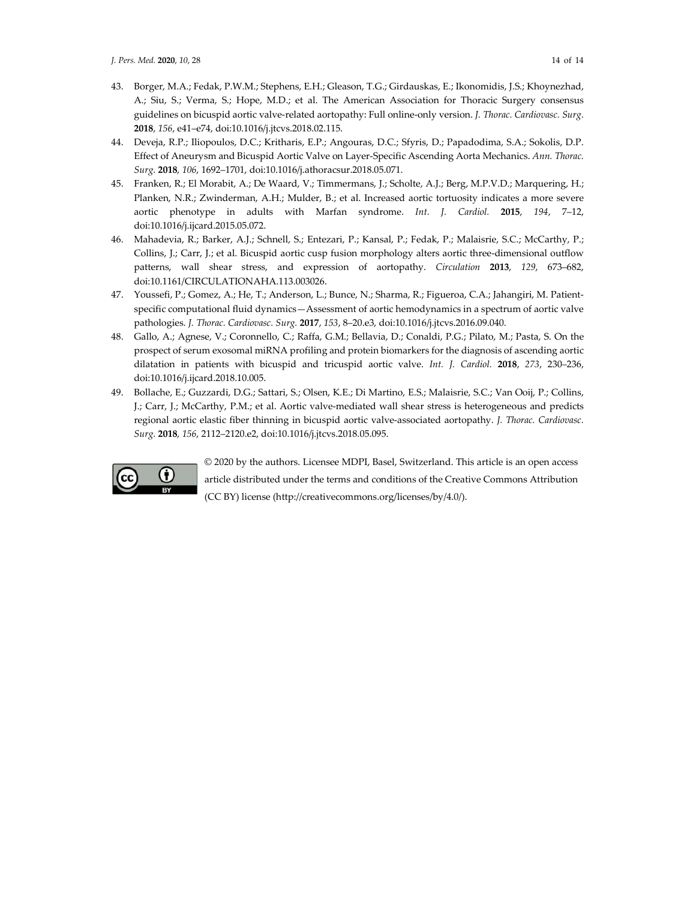43. Borger, M.A.; Fedak, P.W.M.; Stephens, E.H.; Gleason, T.G.; Girdauskas, E.; Ikonomidis, J.S.; Khoynezhad, A.; Siu, S.; Verma, S.; Hope, M.D.; et al. The American Association for Thoracic Surgery consensus guidelines on bicuspid aortic valve-related aortopathy: Full online-only version. *J. Thorac. Cardiovasc. Surg.* **2018**, *156*, e41–e74, doi:10.1016/j.jtcvs.2018.02.115.
44. Deveja, R.P.; Iliopoulos, D.C.; Kritharis, E.P.; Angouras, D.C.; Sfyris, D.; Papadodima, S.A.; Sokolis, D.P. Effect of Aneurysm and Bicuspid Aortic Valve on Layer-Specific Ascending Aorta Mechanics. *Ann. Thorac. Surg.* **2018**, *106*, 1692–1701, doi:10.1016/j.athoracsur.2018.05.071.
45. Franken, R.; El Morabit, A.; De Waard, V.; Timmermans, J.; Scholte, A.J.; Berg, M.P.V.D.; Marquering, H.; Planken, N.R.; Zwinderman, A.H.; Mulder, B.; et al. Increased aortic tortuosity indicates a more severe aortic phenotype in adults with Marfan syndrome. *Int. J. Cardiol.* **2015**, *194*, 7–12, doi:10.1016/j.ijcard.2015.05.072.
46. Mahadevia, R.; Barker, A.J.; Schnell, S.; Entezari, P.; Kansal, P.; Fedak, P.; Malaisrie, S.C.; McCarthy, P.; Collins, J.; Carr, J.; et al. Bicuspid aortic cusp fusion morphology alters aortic three-dimensional outflow patterns, wall shear stress, and expression of aortopathy. *Circulation* **2013**, *129*, 673–682, doi:10.1161/CIRCULATIONAHA.113.003026.
47. Youssefi, P.; Gomez, A.; He, T.; Anderson, L.; Bunce, N.; Sharma, R.; Figueroa, C.A.; Jahangiri, M. Patient-specific computational fluid dynamics—Assessment of aortic hemodynamics in a spectrum of aortic valve pathologies. *J. Thorac. Cardiovasc. Surg.* **2017**, *153*, 8–20.e3, doi:10.1016/j.jtcvs.2016.09.040.
48. Gallo, A.; Agnese, V.; Coronnello, C.; Raffa, G.M.; Bellavia, D.; Conaldi, P.G.; Pilato, M.; Pasta, S. On the prospect of serum exosomal miRNA profiling and protein biomarkers for the diagnosis of ascending aortic dilatation in patients with bicuspid and tricuspid aortic valve. *Int. J. Cardiol.* **2018**, *273*, 230–236, doi:10.1016/j.ijcard.2018.10.005.
49. Bollache, E.; Guzzardi, D.G.; Sattari, S.; Olsen, K.E.; Di Martino, E.S.; Malaisrie, S.C.; Van Ooij, P.; Collins, J.; Carr, J.; McCarthy, P.M.; et al. Aortic valve-mediated wall shear stress is heterogeneous and predicts regional aortic elastic fiber thinning in bicuspid aortic valve-associated aortopathy. *J. Thorac. Cardiovasc. Surg.* **2018**, *156*, 2112–2120.e2, doi:10.1016/j.jtcvs.2018.05.095.

© 2020 by the authors. Licensee MDPI, Basel, Switzerland. This article is an open access article distributed under the terms and conditions of the Creative Commons Attribution (CC BY) license (http://creativecommons.org/licenses/by/4.0/).